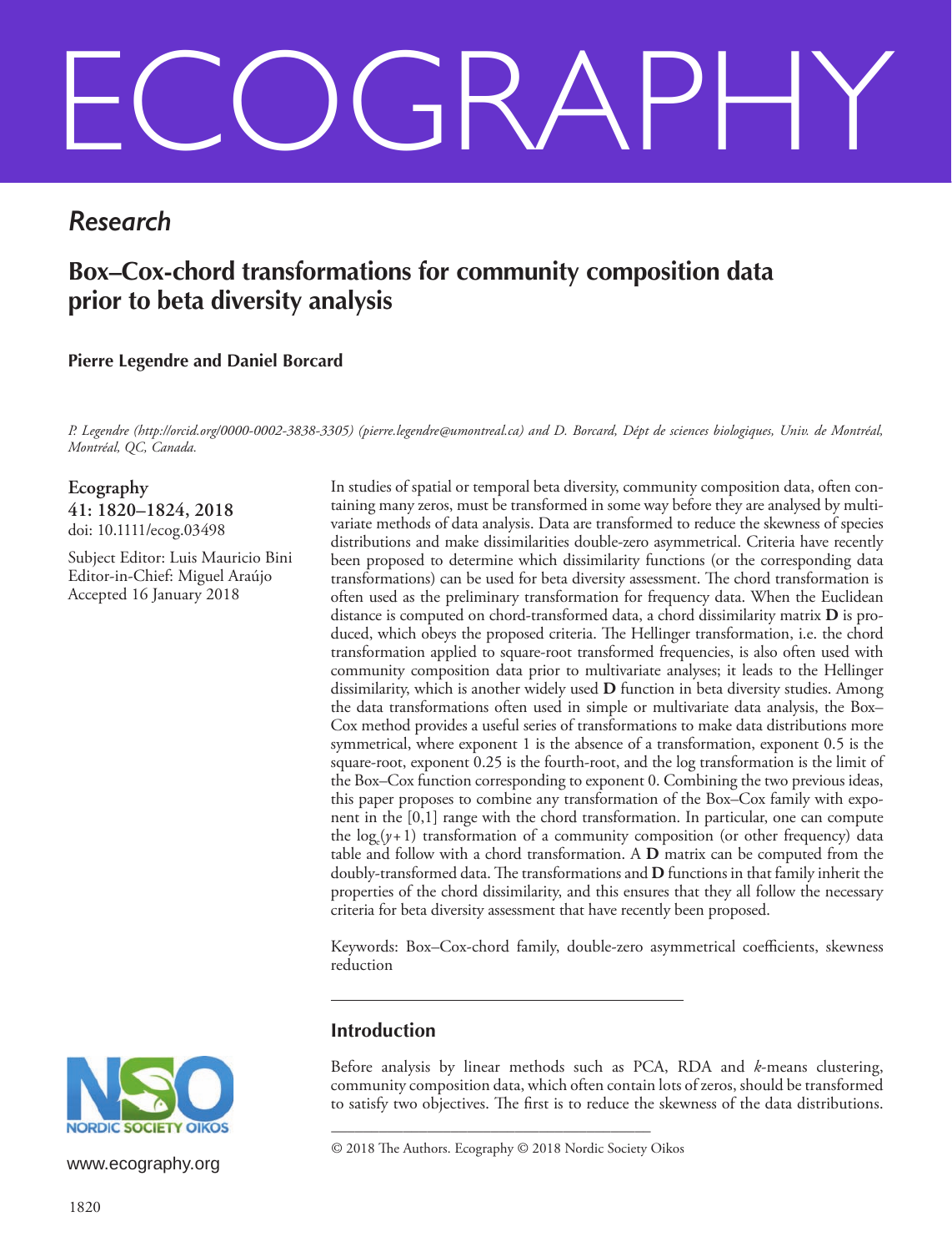# ECOGRAPHY

*Research*

## Box–Cox-chord transformations for community composition data prior to beta diversity analysis

**Pierre Legendre and Daniel Borcard**

*P. Legendre (http://orcid.org/0000-0002-3838-3305) (pierre.legendre@umontreal.ca) and D. Borcard, Dépt de sciences biologiques, Univ. de Montréal, Montréal, QC, Canada.*

**Ecography**
**41: 1820–1824, 2018**
doi: 10.1111/ecog.03498

Subject Editor: Luis Mauricio Bini
Editor-in-Chief: Miguel Araújo
Accepted 16 January 2018

In studies of spatial or temporal beta diversity, community composition data, often containing many zeros, must be transformed in some way before they are analysed by multivariate methods of data analysis. Data are transformed to reduce the skewness of species distributions and make dissimilarities double-zero asymmetrical. Criteria have recently been proposed to determine which dissimilarity functions (or the corresponding data transformations) can be used for beta diversity assessment. The chord transformation is often used as the preliminary transformation for frequency data. When the Euclidean distance is computed on chord-transformed data, a chord dissimilarity matrix **D** is produced, which obeys the proposed criteria. The Hellinger transformation, i.e. the chord transformation applied to square-root transformed frequencies, is also often used with community composition data prior to multivariate analyses; it leads to the Hellinger dissimilarity, which is another widely used **D** function in beta diversity studies. Among the data transformations often used in simple or multivariate data analysis, the Box–Cox method provides a useful series of transformations to make data distributions more symmetrical, where exponent 1 is the absence of a transformation, exponent 0.5 is the square-root, exponent 0.25 is the fourth-root, and the log transformation is the limit of the Box–Cox function corresponding to exponent 0. Combining the two previous ideas, this paper proposes to combine any transformation of the Box–Cox family with exponent in the [0,1] range with the chord transformation. In particular, one can compute the $\log_x(y+1)$ transformation of a community composition (or other frequency) data table and follow with a chord transformation. A **D** matrix can be computed from the doubly-transformed data. The transformations and **D** functions in that family inherit the properties of the chord dissimilarity, and this ensures that they all follow the necessary criteria for beta diversity assessment that have recently been proposed.

Keywords: Box–Cox-chord family, double-zero asymmetrical coefficients, skewness reduction

## Introduction

Before analysis by linear methods such as PCA, RDA and *k*-means clustering, community composition data, which often contain lots of zeros, should be transformed to satisfy two objectives. The first is to reduce the skewness of the data distributions.

NORDIC SOCIETY OIKOS

www.ecography.org

© 2018 The Authors. Ecography © 2018 Nordic Society Oikos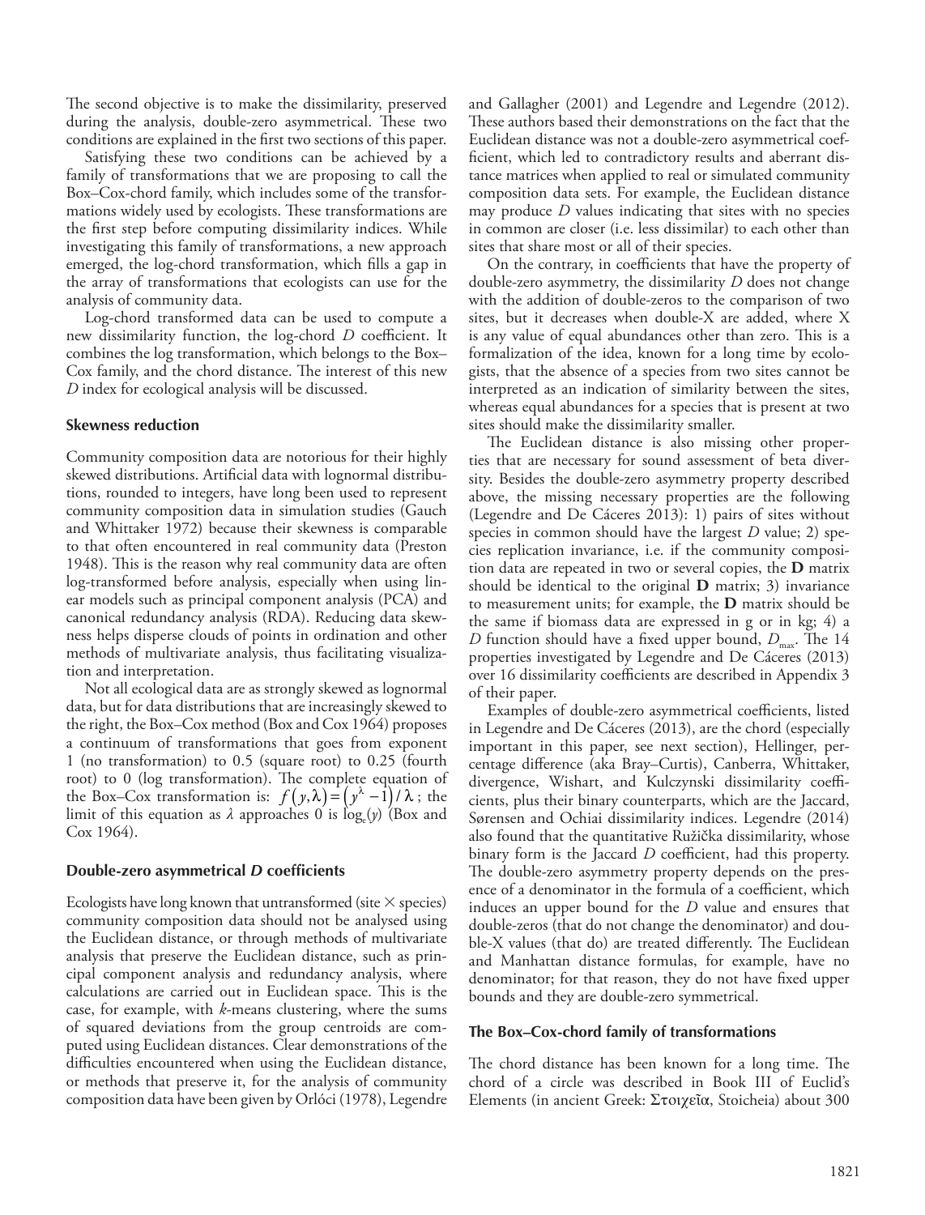The second objective is to make the dissimilarity, preserved during the analysis, double-zero asymmetrical. These two conditions are explained in the first two sections of this paper.

Satisfying these two conditions can be achieved by a family of transformations that we are proposing to call the Box–Cox-chord family, which includes some of the transformations widely used by ecologists. These transformations are the first step before computing dissimilarity indices. While investigating this family of transformations, a new approach emerged, the log-chord transformation, which fills a gap in the array of transformations that ecologists can use for the analysis of community data.

Log-chord transformed data can be used to compute a new dissimilarity function, the log-chord *D* coefficient. It combines the log transformation, which belongs to the Box–Cox family, and the chord distance. The interest of this new *D* index for ecological analysis will be discussed.

### Skewness reduction

Community composition data are notorious for their highly skewed distributions. Artificial data with lognormal distributions, rounded to integers, have long been used to represent community composition data in simulation studies (Gauch and Whittaker 1972) because their skewness is comparable to that often encountered in real community data (Preston 1948). This is the reason why real community data are often log-transformed before analysis, especially when using linear models such as principal component analysis (PCA) and canonical redundancy analysis (RDA). Reducing data skewness helps disperse clouds of points in ordination and other methods of multivariate analysis, thus facilitating visualization and interpretation.

Not all ecological data are as strongly skewed as lognormal data, but for data distributions that are increasingly skewed to the right, the Box–Cox method (Box and Cox 1964) proposes a continuum of transformations that goes from exponent 1 (no transformation) to 0.5 (square root) to 0.25 (fourth root) to 0 (log transformation). The complete equation of the Box–Cox transformation is: $f(y,\lambda) = (y^{\lambda} - 1)/\lambda$; the limit of this equation as $\lambda$ approaches 0 is $\log_e(y)$ (Box and Cox 1964).

### Double-zero asymmetrical *D* coefficients

Ecologists have long known that untransformed (site × species) community composition data should not be analysed using the Euclidean distance, or through methods of multivariate analysis that preserve the Euclidean distance, such as principal component analysis and redundancy analysis, where calculations are carried out in Euclidean space. This is the case, for example, with *k*-means clustering, where the sums of squared deviations from the group centroids are computed using Euclidean distances. Clear demonstrations of the difficulties encountered when using the Euclidean distance, or methods that preserve it, for the analysis of community composition data have been given by Orlóci (1978), Legendre and Gallagher (2001) and Legendre and Legendre (2012). These authors based their demonstrations on the fact that the Euclidean distance was not a double-zero asymmetrical coefficient, which led to contradictory results and aberrant distance matrices when applied to real or simulated community composition data sets. For example, the Euclidean distance may produce *D* values indicating that sites with no species in common are closer (i.e. less dissimilar) to each other than sites that share most or all of their species.

On the contrary, in coefficients that have the property of double-zero asymmetry, the dissimilarity *D* does not change with the addition of double-zeros to the comparison of two sites, but it decreases when double-X are added, where X is any value of equal abundances other than zero. This is a formalization of the idea, known for a long time by ecologists, that the absence of a species from two sites cannot be interpreted as an indication of similarity between the sites, whereas equal abundances for a species that is present at two sites should make the dissimilarity smaller.

The Euclidean distance is also missing other properties that are necessary for sound assessment of beta diversity. Besides the double-zero asymmetry property described above, the missing necessary properties are the following (Legendre and De Cáceres 2013): 1) pairs of sites without species in common should have the largest *D* value; 2) species replication invariance, i.e. if the community composition data are repeated in two or several copies, the **D** matrix should be identical to the original **D** matrix; 3) invariance to measurement units; for example, the **D** matrix should be the same if biomass data are expressed in g or in kg; 4) a *D* function should have a fixed upper bound, $D_{max}$. The 14 properties investigated by Legendre and De Cáceres (2013) over 16 dissimilarity coefficients are described in Appendix 3 of their paper.

Examples of double-zero asymmetrical coefficients, listed in Legendre and De Cáceres (2013), are the chord (especially important in this paper, see next section), Hellinger, percentage difference (aka Bray–Curtis), Canberra, Whittaker, divergence, Wishart, and Kulczynski dissimilarity coefficients, plus their binary counterparts, which are the Jaccard, Sørensen and Ochiai dissimilarity indices. Legendre (2014) also found that the quantitative Ružička dissimilarity, whose binary form is the Jaccard *D* coefficient, had this property. The double-zero asymmetry property depends on the presence of a denominator in the formula of a coefficient, which induces an upper bound for the *D* value and ensures that double-zeros (that do not change the denominator) and double-X values (that do) are treated differently. The Euclidean and Manhattan distance formulas, for example, have no denominator; for that reason, they do not have fixed upper bounds and they are double-zero symmetrical.

### The Box–Cox-chord family of transformations

The chord distance has been known for a long time. The chord of a circle was described in Book III of Euclid's Elements (in ancient Greek: Στοιχεῖα, Stoicheia) about 300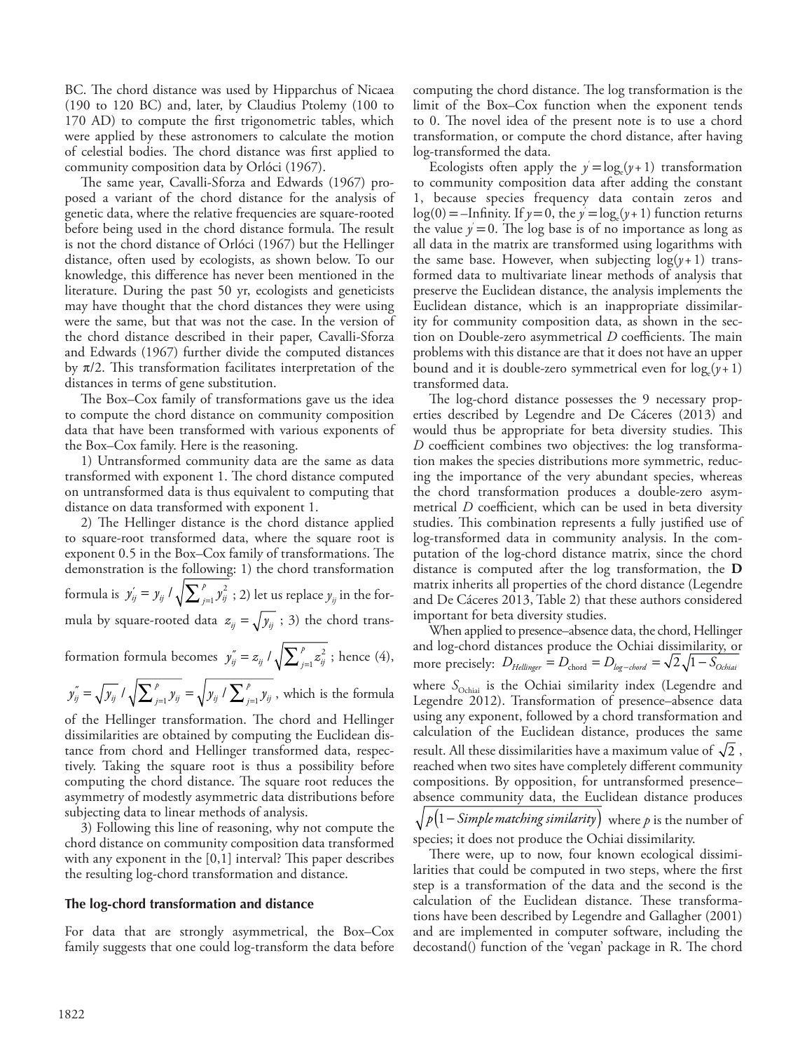BC. The chord distance was used by Hipparchus of Nicaea (190 to 120 BC) and, later, by Claudius Ptolemy (100 to 170 AD) to compute the first trigonometric tables, which were applied by these astronomers to calculate the motion of celestial bodies. The chord distance was first applied to community composition data by Orlóci (1967).

The same year, Cavalli-Sforza and Edwards (1967) proposed a variant of the chord distance for the analysis of genetic data, where the relative frequencies are square-rooted before being used in the chord distance formula. The result is not the chord distance of Orlóci (1967) but the Hellinger distance, often used by ecologists, as shown below. To our knowledge, this difference has never been mentioned in the literature. During the past 50 yr, ecologists and geneticists may have thought that the chord distances they were using were the same, but that was not the case. In the version of the chord distance described in their paper, Cavalli-Sforza and Edwards (1967) further divide the computed distances by $\pi/2$. This transformation facilitates interpretation of the distances in terms of gene substitution.

The Box–Cox family of transformations gave us the idea to compute the chord distance on community composition data that have been transformed with various exponents of the Box–Cox family. Here is the reasoning.

1) Untransformed community data are the same as data transformed with exponent 1. The chord distance computed on untransformed data is thus equivalent to computing that distance on data transformed with exponent 1.

2) The Hellinger distance is the chord distance applied to square-root transformed data, where the square root is exponent 0.5 in the Box–Cox family of transformations. The demonstration is the following: 1) the chord transformation formula is $y'_{ij} = y_{ij} / \sqrt{\sum_{j=1}^{p} y_{ij}^2}$ ; 2) let us replace $y_{ij}$ in the formula by square-rooted data $z_{ij} = \sqrt{y_{ij}}$ ; 3) the chord transformation formula becomes $y''_{ij} = z_{ij} / \sqrt{\sum_{j=1}^{p} z_{ij}^2}$ ; hence (4), $y''_{ij} = \sqrt{y_{ij}} / \sqrt{\sum_{j=1}^{p} y_{ij}} = \sqrt{y_{ij} / \sum_{j=1}^{p} y_{ij}}$ , which is the formula of the Hellinger transformation. The chord and Hellinger dissimilarities are obtained by computing the Euclidean distance from chord and Hellinger transformed data, respectively. Taking the square root is thus a possibility before computing the chord distance. The square root reduces the asymmetry of modestly asymmetric data distributions before subjecting data to linear methods of analysis.

3) Following this line of reasoning, why not compute the chord distance on community composition data transformed with any exponent in the [0,1] interval? This paper describes the resulting log-chord transformation and distance.

## The log-chord transformation and distance

For data that are strongly asymmetrical, the Box–Cox family suggests that one could log-transform the data before computing the chord distance. The log transformation is the limit of the Box–Cox function when the exponent tends to 0. The novel idea of the present note is to use a chord transformation, or compute the chord distance, after having log-transformed the data.

Ecologists often apply the $y' = \log_e(y+1)$ transformation to community composition data after adding the constant 1, because species frequency data contain zeros and $\log(0) = -$Infinity. If $y = 0$, the $y' = \log_e(y+1)$ function returns the value $y' = 0$. The log base is of no importance as long as all data in the matrix are transformed using logarithms with the same base. However, when subjecting $\log(y+1)$ transformed data to multivariate linear methods of analysis that preserve the Euclidean distance, the analysis implements the Euclidean distance, which is an inappropriate dissimilarity for community composition data, as shown in the section on Double-zero asymmetrical *D* coefficients. The main problems with this distance are that it does not have an upper bound and it is double-zero symmetrical even for $\log_e(y+1)$ transformed data.

The log-chord distance possesses the 9 necessary properties described by Legendre and De Cáceres (2013) and would thus be appropriate for beta diversity studies. This *D* coefficient combines two objectives: the log transformation makes the species distributions more symmetric, reducing the importance of the very abundant species, whereas the chord transformation produces a double-zero asymmetrical *D* coefficient, which can be used in beta diversity studies. This combination represents a fully justified use of log-transformed data in community analysis. In the computation of the log-chord distance matrix, since the chord distance is computed after the log transformation, the **D** matrix inherits all properties of the chord distance (Legendre and De Cáceres 2013, Table 2) that these authors considered important for beta diversity studies.

When applied to presence–absence data, the chord, Hellinger and log-chord distances produce the Ochiai dissimilarity, or more precisely: $D_{Hellinger} = D_{\text{chord}} = D_{log-chord} = \sqrt{2}\sqrt{1 - S_{Ochiai}}$ where $S_{\text{Ochiai}}$ is the Ochiai similarity index (Legendre and Legendre 2012). Transformation of presence–absence data using any exponent, followed by a chord transformation and calculation of the Euclidean distance, produces the same result. All these dissimilarities have a maximum value of $\sqrt{2}$ , reached when two sites have completely different community compositions. By opposition, for untransformed presence–absence community data, the Euclidean distance produces $\sqrt{p(1 - \textit{Simple matching similarity})}$ where $p$ is the number of species; it does not produce the Ochiai dissimilarity.

There were, up to now, four known ecological dissimilarities that could be computed in two steps, where the first step is a transformation of the data and the second is the calculation of the Euclidean distance. These transformations have been described by Legendre and Gallagher (2001) and are implemented in computer software, including the decostand() function of the 'vegan' package in R. The chord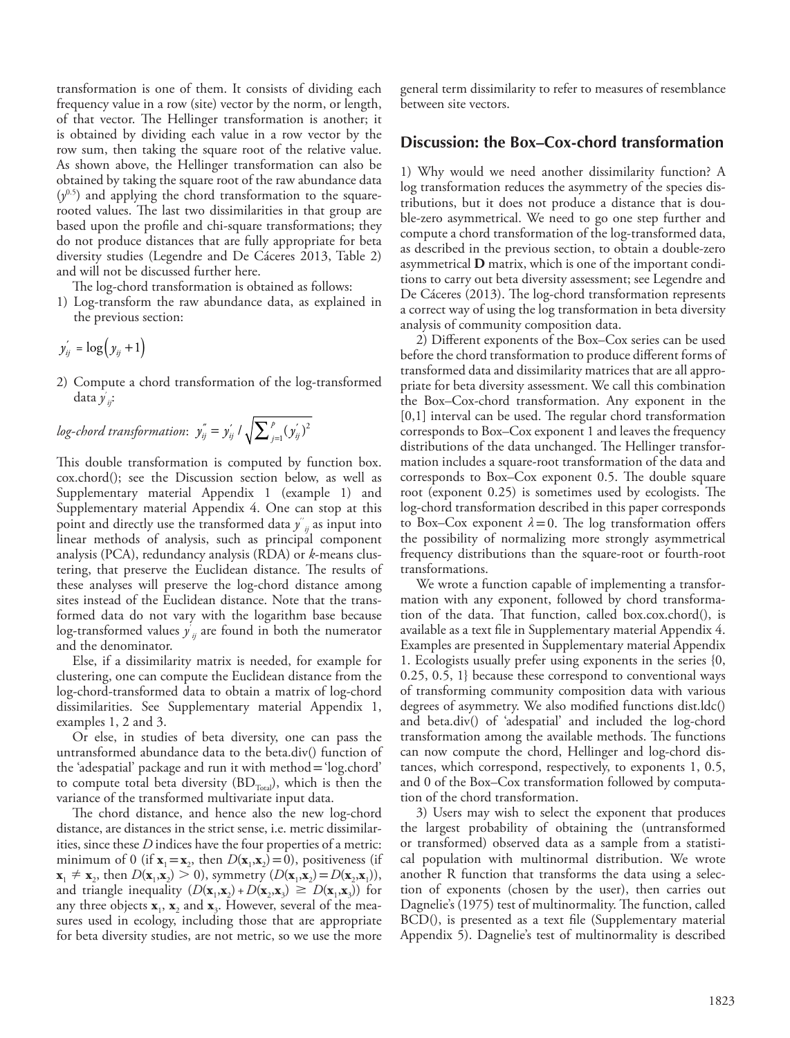transformation is one of them. It consists of dividing each frequency value in a row (site) vector by the norm, or length, of that vector. The Hellinger transformation is another; it is obtained by dividing each value in a row vector by the row sum, then taking the square root of the relative value. As shown above, the Hellinger transformation can also be obtained by taking the square root of the raw abundance data ($y^{0.5}$) and applying the chord transformation to the square-rooted values. The last two dissimilarities in that group are based upon the profile and chi-square transformations; they do not produce distances that are fully appropriate for beta diversity studies (Legendre and De Cáceres 2013, Table 2) and will not be discussed further here.

The log-chord transformation is obtained as follows:

1) Log-transform the raw abundance data, as explained in the previous section:

$$y'_{ij} = \log\left(y_{ij} + 1\right)$$

2) Compute a chord transformation of the log-transformed data $y'_{ij}$:

*log-chord transformation*: $y''_{ij} = y'_{ij} / \sqrt{\sum_{j=1}^{p} (y'_{ij})^2}$

This double transformation is computed by function box.cox.chord(); see the Discussion section below, as well as Supplementary material Appendix 1 (example 1) and Supplementary material Appendix 4. One can stop at this point and directly use the transformed data $y''_{ij}$ as input into linear methods of analysis, such as principal component analysis (PCA), redundancy analysis (RDA) or *k*-means clustering, that preserve the Euclidean distance. The results of these analyses will preserve the log-chord distance among sites instead of the Euclidean distance. Note that the transformed data do not vary with the logarithm base because log-transformed values $y'_{ij}$ are found in both the numerator and the denominator.

Else, if a dissimilarity matrix is needed, for example for clustering, one can compute the Euclidean distance from the log-chord-transformed data to obtain a matrix of log-chord dissimilarities. See Supplementary material Appendix 1, examples 1, 2 and 3.

Or else, in studies of beta diversity, one can pass the untransformed abundance data to the beta.div() function of the 'adespatial' package and run it with method = 'log.chord' to compute total beta diversity ($BD_{Total}$), which is then the variance of the transformed multivariate input data.

The chord distance, and hence also the new log-chord distance, are distances in the strict sense, i.e. metric dissimilarities, since these *D* indices have the four properties of a metric: minimum of 0 (if $\mathbf{x}_1 = \mathbf{x}_2$, then $D(\mathbf{x}_1,\mathbf{x}_2) = 0$), positiveness (if $\mathbf{x}_1 \neq \mathbf{x}_2$, then $D(\mathbf{x}_1,\mathbf{x}_2) > 0$), symmetry ($D(\mathbf{x}_1,\mathbf{x}_2) = D(\mathbf{x}_2,\mathbf{x}_1)$), and triangle inequality ($D(\mathbf{x}_1,\mathbf{x}_2) + D(\mathbf{x}_2,\mathbf{x}_3) \geq D(\mathbf{x}_1,\mathbf{x}_3)$) for any three objects $\mathbf{x}_1$, $\mathbf{x}_2$ and $\mathbf{x}_3$. However, several of the measures used in ecology, including those that are appropriate for beta diversity studies, are not metric, so we use the more general term dissimilarity to refer to measures of resemblance between site vectors.

## Discussion: the Box–Cox-chord transformation

1) Why would we need another dissimilarity function? A log transformation reduces the asymmetry of the species distributions, but it does not produce a distance that is double-zero asymmetrical. We need to go one step further and compute a chord transformation of the log-transformed data, as described in the previous section, to obtain a double-zero asymmetrical **D** matrix, which is one of the important conditions to carry out beta diversity assessment; see Legendre and De Cáceres (2013). The log-chord transformation represents a correct way of using the log transformation in beta diversity analysis of community composition data.

2) Different exponents of the Box–Cox series can be used before the chord transformation to produce different forms of transformed data and dissimilarity matrices that are all appropriate for beta diversity assessment. We call this combination the Box–Cox-chord transformation. Any exponent in the [0,1] interval can be used. The regular chord transformation corresponds to Box–Cox exponent 1 and leaves the frequency distributions of the data unchanged. The Hellinger transformation includes a square-root transformation of the data and corresponds to Box–Cox exponent 0.5. The double square root (exponent 0.25) is sometimes used by ecologists. The log-chord transformation described in this paper corresponds to Box–Cox exponent $\lambda = 0$. The log transformation offers the possibility of normalizing more strongly asymmetrical frequency distributions than the square-root or fourth-root transformations.

We wrote a function capable of implementing a transformation with any exponent, followed by chord transformation of the data. That function, called box.cox.chord(), is available as a text file in Supplementary material Appendix 4. Examples are presented in Supplementary material Appendix 1. Ecologists usually prefer using exponents in the series {0, 0.25, 0.5, 1} because these correspond to conventional ways of transforming community composition data with various degrees of asymmetry. We also modified functions dist.ldc() and beta.div() of 'adespatial' and included the log-chord transformation among the available methods. The functions can now compute the chord, Hellinger and log-chord distances, which correspond, respectively, to exponents 1, 0.5, and 0 of the Box–Cox transformation followed by computation of the chord transformation.

3) Users may wish to select the exponent that produces the largest probability of obtaining the (untransformed or transformed) observed data as a sample from a statistical population with multinormal distribution. We wrote another R function that transforms the data using a selection of exponents (chosen by the user), then carries out Dagnelie's (1975) test of multinormality. The function, called BCD(), is presented as a text file (Supplementary material Appendix 5). Dagnelie's test of multinormality is described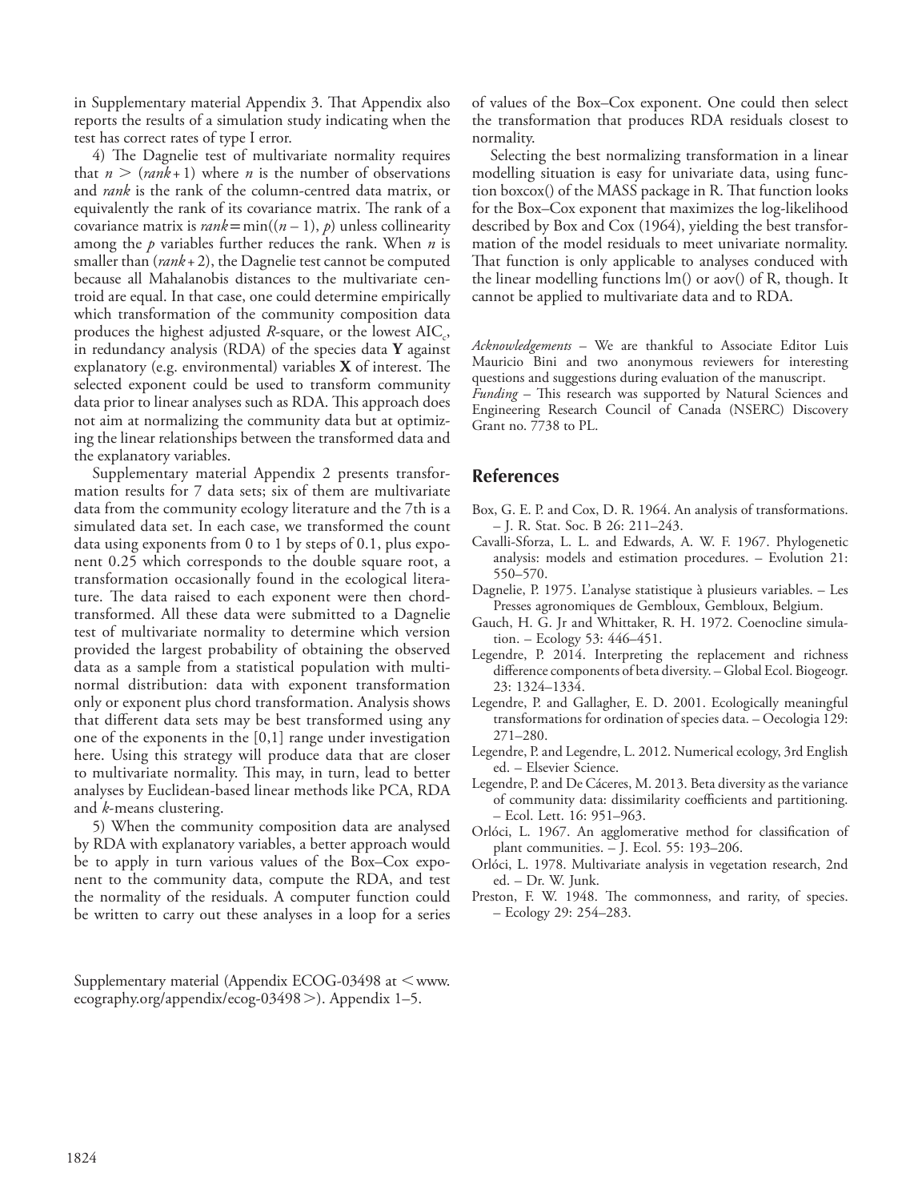in Supplementary material Appendix 3. That Appendix also reports the results of a simulation study indicating when the test has correct rates of type I error.

4) The Dagnelie test of multivariate normality requires that $n > (rank + 1)$ where $n$ is the number of observations and *rank* is the rank of the column-centred data matrix, or equivalently the rank of its covariance matrix. The rank of a covariance matrix is $rank = \min((n - 1), p)$ unless collinearity among the $p$ variables further reduces the rank. When $n$ is smaller than $(rank + 2)$, the Dagnelie test cannot be computed because all Mahalanobis distances to the multivariate centroid are equal. In that case, one could determine empirically which transformation of the community composition data produces the highest adjusted $R$-square, or the lowest $AIC_c$, in redundancy analysis (RDA) of the species data **Y** against explanatory (e.g. environmental) variables **X** of interest. The selected exponent could be used to transform community data prior to linear analyses such as RDA. This approach does not aim at normalizing the community data but at optimizing the linear relationships between the transformed data and the explanatory variables.

Supplementary material Appendix 2 presents transformation results for 7 data sets; six of them are multivariate data from the community ecology literature and the 7th is a simulated data set. In each case, we transformed the count data using exponents from 0 to 1 by steps of 0.1, plus exponent 0.25 which corresponds to the double square root, a transformation occasionally found in the ecological literature. The data raised to each exponent were then chord-transformed. All these data were submitted to a Dagnelie test of multivariate normality to determine which version provided the largest probability of obtaining the observed data as a sample from a statistical population with multinormal distribution: data with exponent transformation only or exponent plus chord transformation. Analysis shows that different data sets may be best transformed using any one of the exponents in the [0,1] range under investigation here. Using this strategy will produce data that are closer to multivariate normality. This may, in turn, lead to better analyses by Euclidean-based linear methods like PCA, RDA and $k$-means clustering.

5) When the community composition data are analysed by RDA with explanatory variables, a better approach would be to apply in turn various values of the Box–Cox exponent to the community data, compute the RDA, and test the normality of the residuals. A computer function could be written to carry out these analyses in a loop for a series of values of the Box–Cox exponent. One could then select the transformation that produces RDA residuals closest to normality.

Selecting the best normalizing transformation in a linear modelling situation is easy for univariate data, using function boxcox() of the MASS package in R. That function looks for the Box–Cox exponent that maximizes the log-likelihood described by Box and Cox (1964), yielding the best transformation of the model residuals to meet univariate normality. That function is only applicable to analyses conduced with the linear modelling functions lm() or aov() of R, though. It cannot be applied to multivariate data and to RDA.

*Acknowledgements* – We are thankful to Associate Editor Luis Mauricio Bini and two anonymous reviewers for interesting questions and suggestions during evaluation of the manuscript.
*Funding* – This research was supported by Natural Sciences and Engineering Research Council of Canada (NSERC) Discovery Grant no. 7738 to PL.

## References

Box, G. E. P. and Cox, D. R. 1964. An analysis of transformations. – J. R. Stat. Soc. B 26: 211–243.

Cavalli-Sforza, L. L. and Edwards, A. W. F. 1967. Phylogenetic analysis: models and estimation procedures. – Evolution 21: 550–570.

Dagnelie, P. 1975. L'analyse statistique à plusieurs variables. – Les Presses agronomiques de Gembloux, Gembloux, Belgium.

Gauch, H. G. Jr and Whittaker, R. H. 1972. Coenocline simulation. – Ecology 53: 446–451.

Legendre, P. 2014. Interpreting the replacement and richness difference components of beta diversity. – Global Ecol. Biogeogr. 23: 1324–1334.

Legendre, P. and Gallagher, E. D. 2001. Ecologically meaningful transformations for ordination of species data. – Oecologia 129: 271–280.

Legendre, P. and Legendre, L. 2012. Numerical ecology, 3rd English ed. – Elsevier Science.

Legendre, P. and De Cáceres, M. 2013. Beta diversity as the variance of community data: dissimilarity coefficients and partitioning. – Ecol. Lett. 16: 951–963.

Orlóci, L. 1967. An agglomerative method for classification of plant communities. – J. Ecol. 55: 193–206.

Orlóci, L. 1978. Multivariate analysis in vegetation research, 2nd ed. – Dr. W. Junk.

Preston, F. W. 1948. The commonness, and rarity, of species. – Ecology 29: 254–283.

Supplementary material (Appendix ECOG-03498 at <www.ecography.org/appendix/ecog-03498>). Appendix 1–5.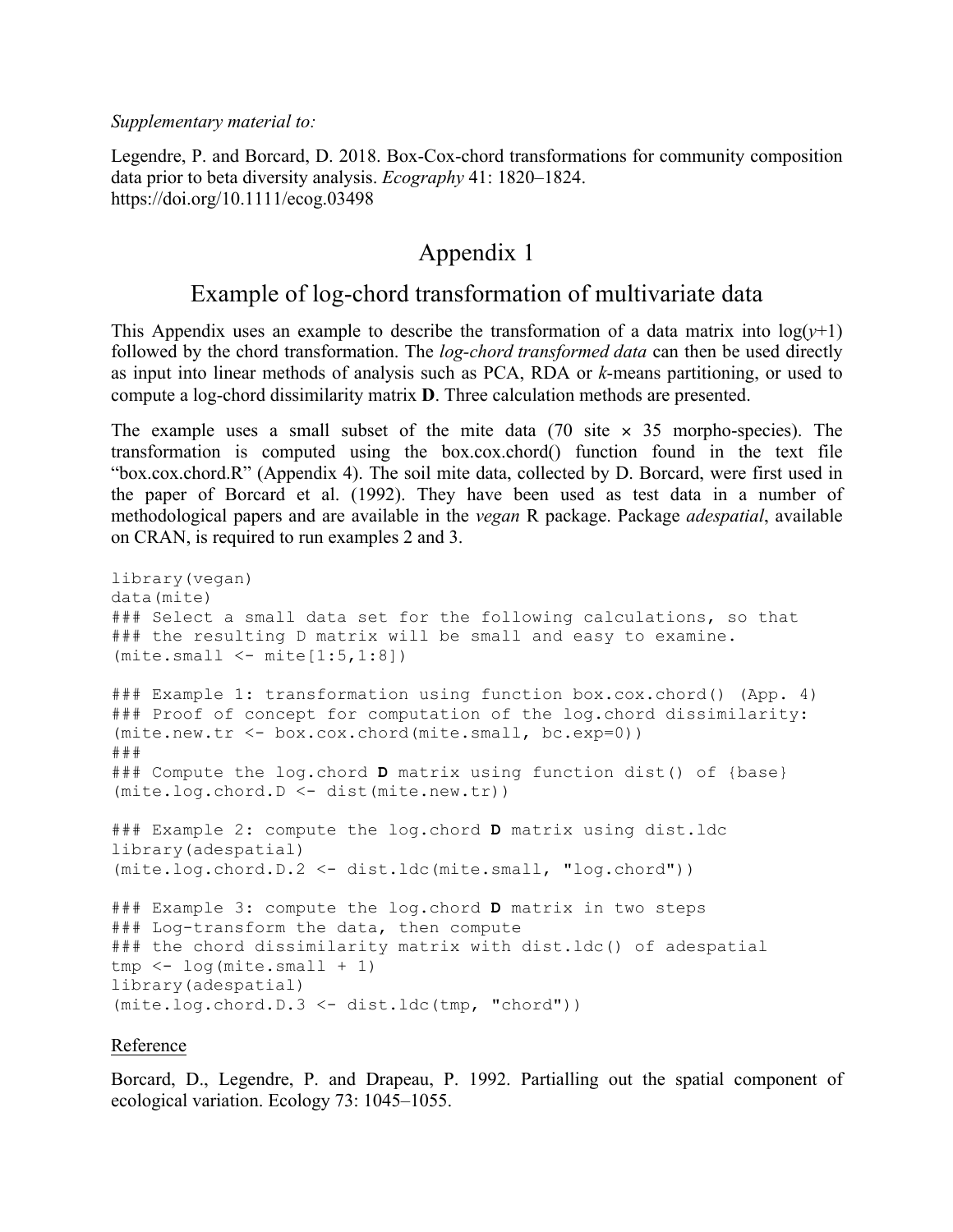*Supplementary material to:*

Legendre, P. and Borcard, D. 2018. Box-Cox-chord transformations for community composition data prior to beta diversity analysis. *Ecography* 41: 1820–1824. https://doi.org/10.1111/ecog.03498

# Appendix 1

## Example of log-chord transformation of multivariate data

This Appendix uses an example to describe the transformation of a data matrix into log($y$+1) followed by the chord transformation. The *log-chord transformed data* can then be used directly as input into linear methods of analysis such as PCA, RDA or *k*-means partitioning, or used to compute a log-chord dissimilarity matrix **D**. Three calculation methods are presented.

The example uses a small subset of the mite data (70 site × 35 morpho-species). The transformation is computed using the box.cox.chord() function found in the text file "box.cox.chord.R" (Appendix 4). The soil mite data, collected by D. Borcard, were first used in the paper of Borcard et al. (1992). They have been used as test data in a number of methodological papers and are available in the *vegan* R package. Package *adespatial*, available on CRAN, is required to run examples 2 and 3.

```
library(vegan)
data(mite)
### Select a small data set for the following calculations, so that
### the resulting D matrix will be small and easy to examine.
(mite.small <- mite[1:5,1:8])

### Example 1: transformation using function box.cox.chord() (App. 4)
### Proof of concept for computation of the log.chord dissimilarity:
(mite.new.tr <- box.cox.chord(mite.small, bc.exp=0))
###
### Compute the log.chord D matrix using function dist() of {base}
(mite.log.chord.D <- dist(mite.new.tr))

### Example 2: compute the log.chord D matrix using dist.ldc
library(adespatial)
(mite.log.chord.D.2 <- dist.ldc(mite.small, "log.chord"))

### Example 3: compute the log.chord D matrix in two steps
### Log-transform the data, then compute
### the chord dissimilarity matrix with dist.ldc() of adespatial
tmp <- log(mite.small + 1)
library(adespatial)
(mite.log.chord.D.3 <- dist.ldc(tmp, "chord"))
```

Reference

Borcard, D., Legendre, P. and Drapeau, P. 1992. Partialling out the spatial component of ecological variation. Ecology 73: 1045–1055.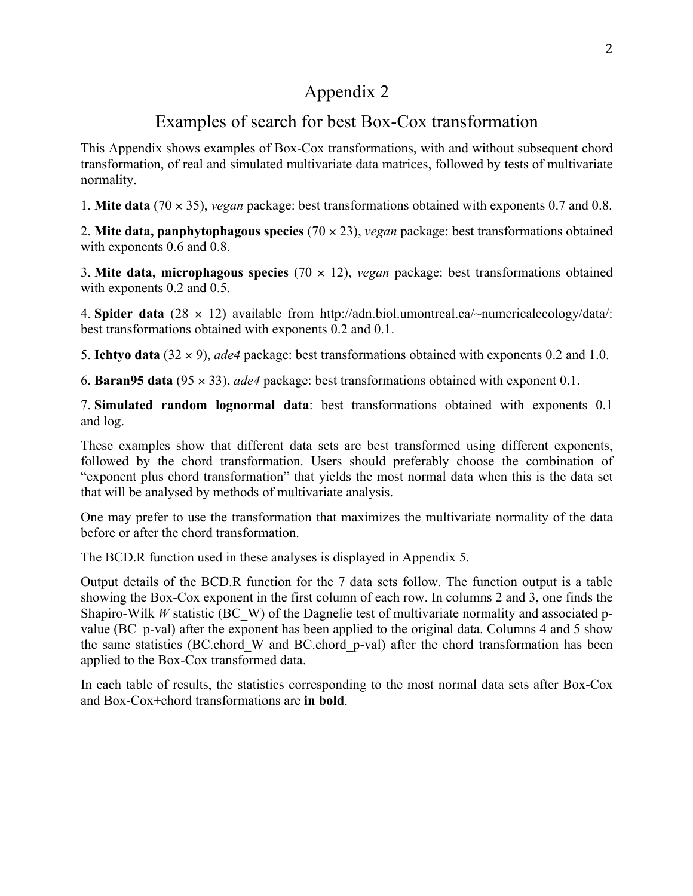# Appendix 2

## Examples of search for best Box-Cox transformation

This Appendix shows examples of Box-Cox transformations, with and without subsequent chord transformation, of real and simulated multivariate data matrices, followed by tests of multivariate normality.

1. **Mite data** (70 × 35), *vegan* package: best transformations obtained with exponents 0.7 and 0.8.

2. **Mite data, panphytophagous species** (70 × 23), *vegan* package: best transformations obtained with exponents 0.6 and 0.8.

3. **Mite data, microphagous species** (70 × 12), *vegan* package: best transformations obtained with exponents 0.2 and 0.5.

4. **Spider data** (28 × 12) available from http://adn.biol.umontreal.ca/~numericalecology/data/: best transformations obtained with exponents 0.2 and 0.1.

5. **Ichtyo data** (32 × 9), *ade4* package: best transformations obtained with exponents 0.2 and 1.0.

6. **Baran95 data** (95 × 33), *ade4* package: best transformations obtained with exponent 0.1.

7. **Simulated random lognormal data**: best transformations obtained with exponents 0.1 and log.

These examples show that different data sets are best transformed using different exponents, followed by the chord transformation. Users should preferably choose the combination of "exponent plus chord transformation" that yields the most normal data when this is the data set that will be analysed by methods of multivariate analysis.

One may prefer to use the transformation that maximizes the multivariate normality of the data before or after the chord transformation.

The BCD.R function used in these analyses is displayed in Appendix 5.

Output details of the BCD.R function for the 7 data sets follow. The function output is a table showing the Box-Cox exponent in the first column of each row. In columns 2 and 3, one finds the Shapiro-Wilk *W* statistic (BC_W) of the Dagnelie test of multivariate normality and associated p-value (BC_p-val) after the exponent has been applied to the original data. Columns 4 and 5 show the same statistics (BC.chord_W and BC.chord_p-val) after the chord transformation has been applied to the Box-Cox transformed data.

In each table of results, the statistics corresponding to the most normal data sets after Box-Cox and Box-Cox+chord transformations are **in bold**.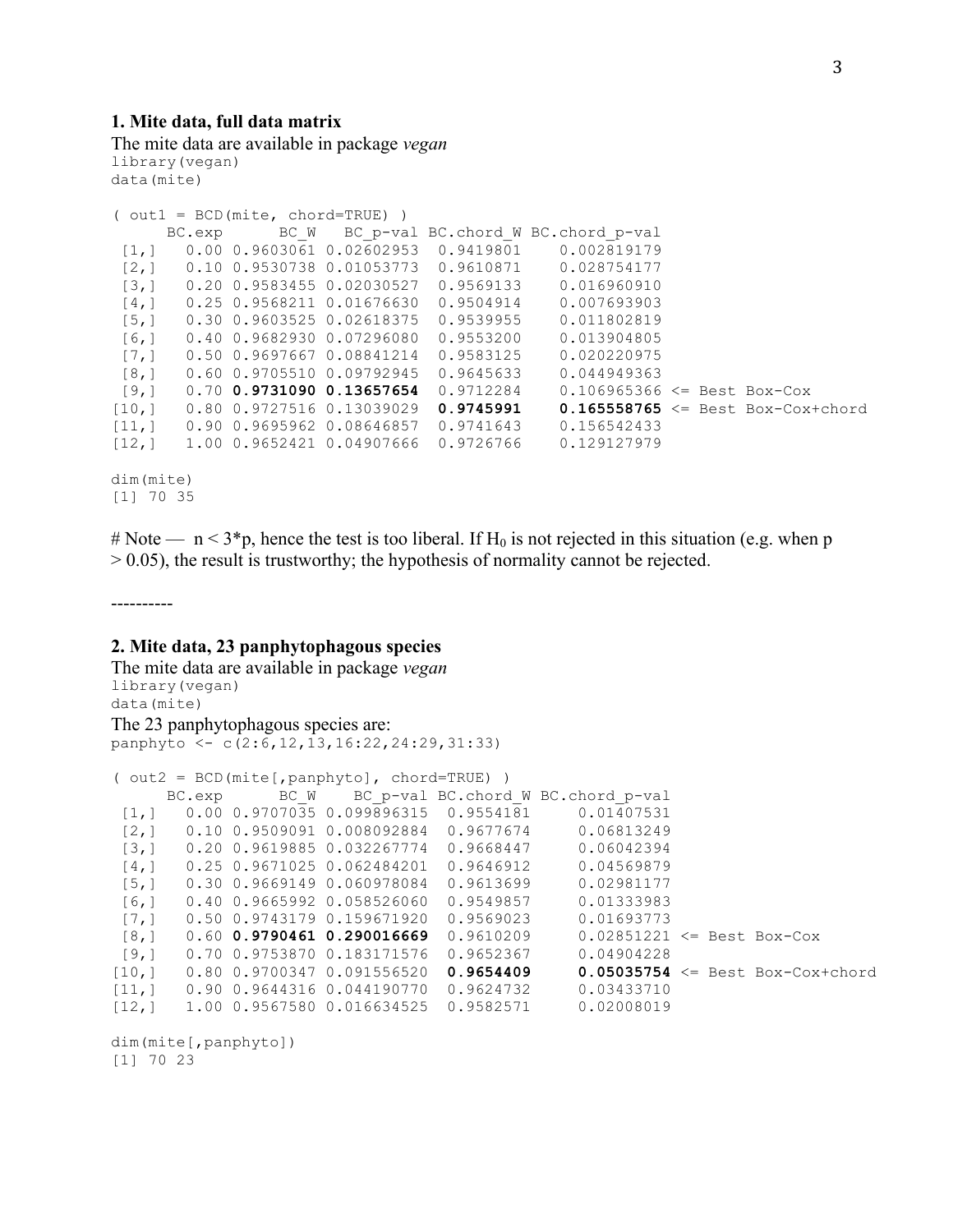### 1. Mite data, full data matrix

The mite data are available in package *vegan*

```
library(vegan)
data(mite)

( out1 = BCD(mite, chord=TRUE) )
      BC.exp      BC_W   BC_p-val BC.chord_W BC.chord_p-val
 [1,]   0.00 0.9603061 0.02602953  0.9419801    0.002819179
 [2,]   0.10 0.9530738 0.01053773  0.9610871    0.028754177
 [3,]   0.20 0.9583455 0.02030527  0.9569133    0.016960910
 [4,]   0.25 0.9568211 0.01676630  0.9504914    0.007693903
 [5,]   0.30 0.9603525 0.02618375  0.9539955    0.011802819
 [6,]   0.40 0.9682930 0.07296080  0.9553200    0.013904805
 [7,]   0.50 0.9697667 0.08841214  0.9583125    0.020220975
 [8,]   0.60 0.9705510 0.09792945  0.9645633    0.044949363
 [9,]   0.70 0.9731090 0.13657654  0.9712284    0.106965366 <= Best Box-Cox
[10,]   0.80 0.9727516 0.13039029  0.9745991    0.165558765 <= Best Box-Cox+chord
[11,]   0.90 0.9695962 0.08646857  0.9741643    0.156542433
[12,]   1.00 0.9652421 0.04907666  0.9726766    0.129127979

dim(mite)
[1] 70 35
```

# Note — $n < 3*p$, hence the test is too liberal. If $H_0$ is not rejected in this situation (e.g. when $p > 0.05$), the result is trustworthy; the hypothesis of normality cannot be rejected.

----------

### 2. Mite data, 23 panphytophagous species

The mite data are available in package *vegan*

```
library(vegan)
data(mite)
```

The 23 panphytophagous species are:

```
panphyto <- c(2:6,12,13,16:22,24:29,31:33)

( out2 = BCD(mite[,panphyto], chord=TRUE) )
      BC.exp      BC_W    BC_p-val BC.chord_W BC.chord_p-val
 [1,]   0.00 0.9707035 0.099896315  0.9554181     0.01407531
 [2,]   0.10 0.9509091 0.008092884  0.9677674     0.06813249
 [3,]   0.20 0.9619885 0.032267774  0.9668447     0.06042394
 [4,]   0.25 0.9671025 0.062484201  0.9646912     0.04569879
 [5,]   0.30 0.9669149 0.060978084  0.9613699     0.02981177
 [6,]   0.40 0.9665992 0.058526060  0.9549857     0.01333983
 [7,]   0.50 0.9743179 0.159671920  0.9569023     0.01693773
 [8,]   0.60 0.9790461 0.290016669  0.9610209     0.02851221 <= Best Box-Cox
 [9,]   0.70 0.9753870 0.183171576  0.9652367     0.04904228
[10,]   0.80 0.9700347 0.091556520  0.9654409     0.05035754 <= Best Box-Cox+chord
[11,]   0.90 0.9644316 0.044190770  0.9624732     0.03433710
[12,]   1.00 0.9567580 0.016634525  0.9582571     0.02008019

dim(mite[,panphyto])
[1] 70 23
```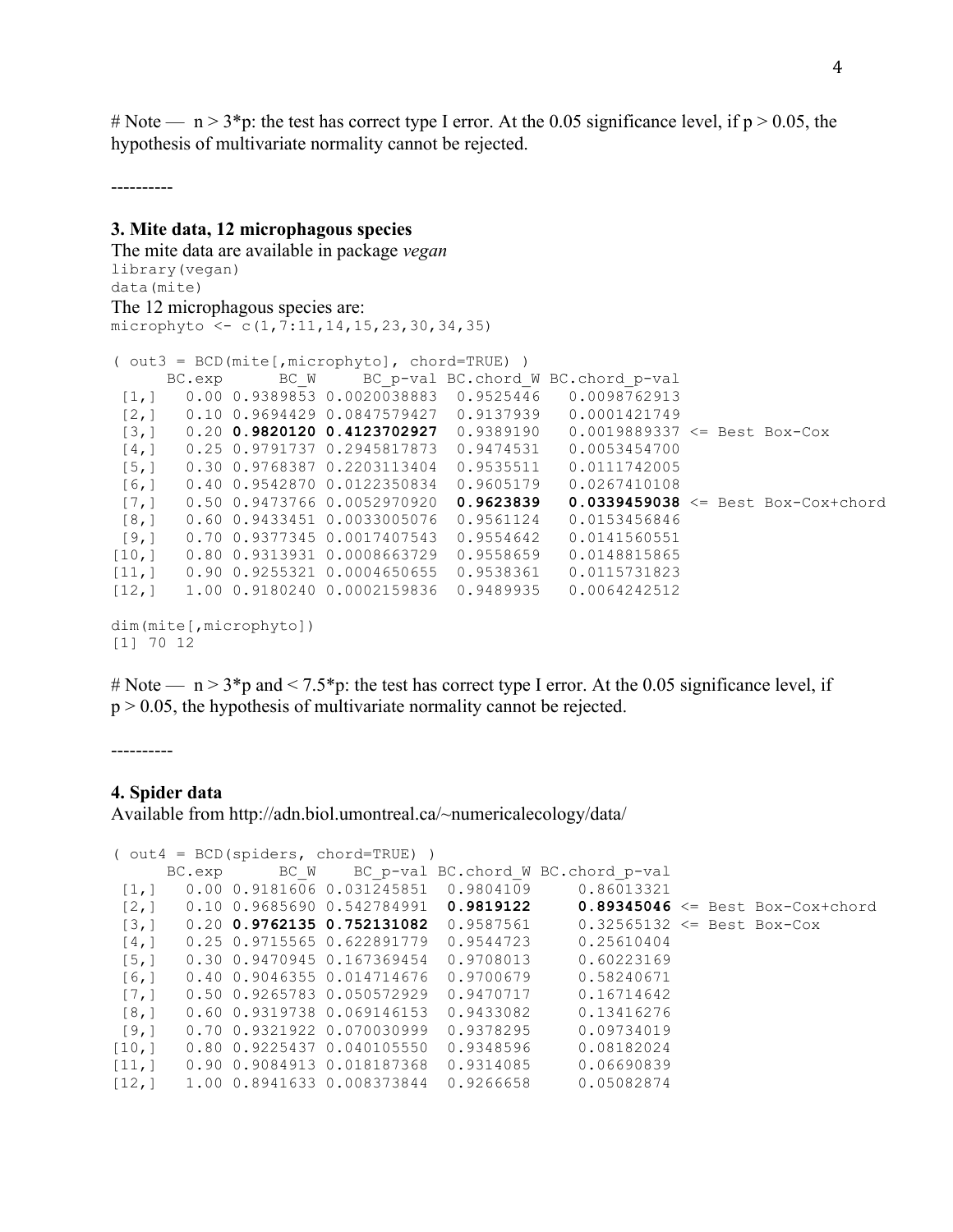# Note — $n > 3*p$: the test has correct type I error. At the 0.05 significance level, if $p > 0.05$, the hypothesis of multivariate normality cannot be rejected.

----------

### 3. Mite data, 12 microphagous species

The mite data are available in package *vegan*

```
library(vegan)
data(mite)
```

The 12 microphagous species are:

```
microphyto <- c(1,7:11,14,15,23,30,34,35)
```

```
( out3 = BCD(mite[,microphyto], chord=TRUE) )
      BC.exp      BC_W     BC_p-val BC.chord_W BC.chord_p-val
 [1,]   0.00 0.9389853 0.0020038883  0.9525446   0.0098762913
 [2,]   0.10 0.9694429 0.0847579427  0.9137939   0.0001421749
 [3,]   0.20 0.9820120 0.4123702927  0.9389190   0.0019889337 <= Best Box-Cox
 [4,]   0.25 0.9791737 0.2945817873  0.9474531   0.0053454700
 [5,]   0.30 0.9768387 0.2203113404  0.9535511   0.0111742005
 [6,]   0.40 0.9542870 0.0122350834  0.9605179   0.0267410108
 [7,]   0.50 0.9473766 0.0052970920  0.9623839   0.0339459038 <= Best Box-Cox+chord
 [8,]   0.60 0.9433451 0.0033005076  0.9561124   0.0153456846
 [9,]   0.70 0.9377345 0.0017407543  0.9554642   0.0141560551
[10,]   0.80 0.9313931 0.0008663729  0.9558659   0.0148815865
[11,]   0.90 0.9255321 0.0004650655  0.9538361   0.0115731823
[12,]   1.00 0.9180240 0.0002159836  0.9489935   0.0064242512

dim(mite[,microphyto])
[1] 70 12
```

# Note — $n > 3*p$ and $< 7.5*p$: the test has correct type I error. At the 0.05 significance level, if $p > 0.05$, the hypothesis of multivariate normality cannot be rejected.

----------

### 4. Spider data

Available from http://adn.biol.umontreal.ca/~numericalecology/data/

```
( out4 = BCD(spiders, chord=TRUE) )
      BC.exp      BC_W    BC_p-val BC.chord_W BC.chord_p-val
 [1,]   0.00 0.9181606 0.031245851  0.9804109     0.86013321
 [2,]   0.10 0.9685690 0.542784991  0.9819122     0.89345046 <= Best Box-Cox+chord
 [3,]   0.20 0.9762135 0.752131082  0.9587561     0.32565132 <= Best Box-Cox
 [4,]   0.25 0.9715565 0.622891779  0.9544723     0.25610404
 [5,]   0.30 0.9470945 0.167369454  0.9708013     0.60223169
 [6,]   0.40 0.9046355 0.014714676  0.9700679     0.58240671
 [7,]   0.50 0.9265783 0.050572929  0.9470717     0.16714642
 [8,]   0.60 0.9319738 0.069146153  0.9433082     0.13416276
 [9,]   0.70 0.9321922 0.070030999  0.9378295     0.09734019
[10,]   0.80 0.9225437 0.040105550  0.9348596     0.08182024
[11,]   0.90 0.9084913 0.018187368  0.9314085     0.06690839
[12,]   1.00 0.8941633 0.008373844  0.9266658     0.05082874
```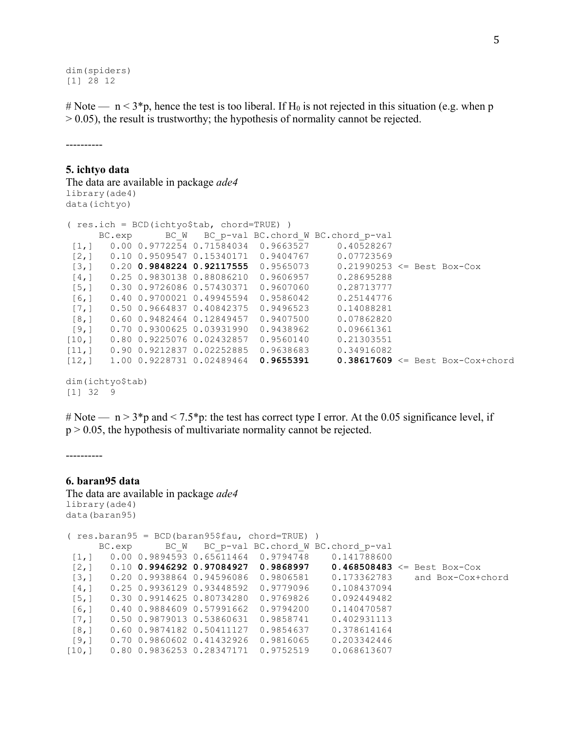```
dim(spiders)
[1] 28 12
```

# Note — $n < 3*p$, hence the test is too liberal. If $H_0$ is not rejected in this situation (e.g. when $p > 0.05$), the result is trustworthy; the hypothesis of normality cannot be rejected.

----------

**5. ichtyo data**

The data are available in package *ade4*

```
library(ade4)
data(ichtyo)

( res.ich = BCD(ichtyo$tab, chord=TRUE) )
      BC.exp      BC_W   BC_p-val BC.chord_W BC.chord_p-val
 [1,]   0.00 0.9772254 0.71584034  0.9663527     0.40528267
 [2,]   0.10 0.9509547 0.15340171  0.9404767     0.07723569
 [3,]   0.20 0.9848224 0.92117555  0.9565073     0.21990253 <= Best Box-Cox
 [4,]   0.25 0.9830138 0.88086210  0.9606957     0.28695288
 [5,]   0.30 0.9726086 0.57430371  0.9607060     0.28713777
 [6,]   0.40 0.9700021 0.49945594  0.9586042     0.25144776
 [7,]   0.50 0.9664837 0.40842375  0.9496523     0.14088281
 [8,]   0.60 0.9482464 0.12849457  0.9407500     0.07862820
 [9,]   0.70 0.9300625 0.03931990  0.9438962     0.09661361
[10,]   0.80 0.9225076 0.02432857  0.9560140     0.21303551
[11,]   0.90 0.9212837 0.02252885  0.9638683     0.34916082
[12,]   1.00 0.9228731 0.02489464  0.9655391     0.38617609 <= Best Box-Cox+chord

dim(ichtyo$tab)
[1] 32  9
```

# Note — $n > 3*p$ and $< 7.5*p$: the test has correct type I error. At the 0.05 significance level, if $p > 0.05$, the hypothesis of multivariate normality cannot be rejected.

----------

**6. baran95 data**

The data are available in package *ade4*

```
library(ade4)
data(baran95)

( res.baran95 = BCD(baran95$fau, chord=TRUE) )
      BC.exp      BC_W   BC_p-val BC.chord_W BC.chord_p-val
 [1,]   0.00 0.9894593 0.65611464  0.9794748    0.141788600
 [2,]   0.10 0.9946292 0.97084927  0.9868997    0.468508483 <= Best Box-Cox
 [3,]   0.20 0.9938864 0.94596086  0.9806581    0.173362783    and Box-Cox+chord
 [4,]   0.25 0.9936129 0.93448592  0.9779096    0.108437094
 [5,]   0.30 0.9914625 0.80734280  0.9769826    0.092449482
 [6,]   0.40 0.9884609 0.57991662  0.9794200    0.140470587
 [7,]   0.50 0.9879013 0.53860631  0.9858741    0.402931113
 [8,]   0.60 0.9874182 0.50411127  0.9854637    0.378614164
 [9,]   0.70 0.9860602 0.41432926  0.9816065    0.203342446
[10,]   0.80 0.9836253 0.28347171  0.9752519    0.068613607
```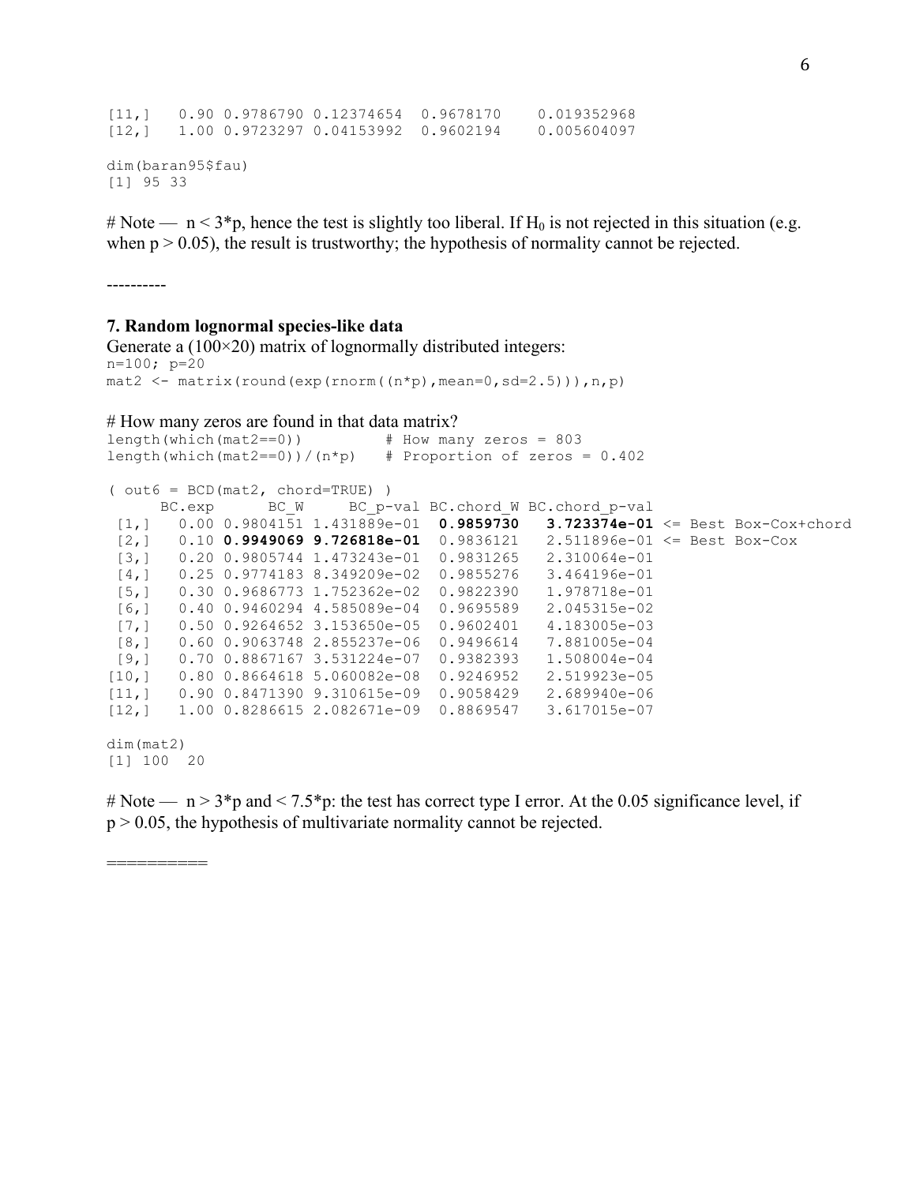```
[11,]   0.90 0.9786790 0.12374654  0.9678170    0.019352968
[12,]   1.00 0.9723297 0.04153992  0.9602194    0.005604097

dim(baran95$fau)
[1] 95 33
```

# Note — $n < 3*p$, hence the test is slightly too liberal. If $H_0$ is not rejected in this situation (e.g. when $p > 0.05$), the result is trustworthy; the hypothesis of normality cannot be rejected.

----------

**7. Random lognormal species-like data**

Generate a (100×20) matrix of lognormally distributed integers:

```
n=100; p=20
mat2 <- matrix(round(exp(rnorm((n*p),mean=0,sd=2.5))),n,p)
```

# How many zeros are found in that data matrix?

```
length(which(mat2==0))          # How many zeros = 803
length(which(mat2==0))/(n*p)    # Proportion of zeros = 0.402

( out6 = BCD(mat2, chord=TRUE) )
      BC.exp      BC_W      BC_p-val BC.chord_W BC.chord_p-val
 [1,]   0.00 0.9804151 1.431889e-01  0.9859730   3.723374e-01 <= Best Box-Cox+chord
 [2,]   0.10 0.9949069 9.726818e-01  0.9836121   2.511896e-01 <= Best Box-Cox
 [3,]   0.20 0.9805744 1.473243e-01  0.9831265   2.310064e-01
 [4,]   0.25 0.9774183 8.349209e-02  0.9855276   3.464196e-01
 [5,]   0.30 0.9686773 1.752362e-02  0.9822390   1.978718e-01
 [6,]   0.40 0.9460294 4.585089e-04  0.9695589   2.045315e-02
 [7,]   0.50 0.9264652 3.153650e-05  0.9602401   4.183005e-03
 [8,]   0.60 0.9063748 2.855237e-06  0.9496614   7.881005e-04
 [9,]   0.70 0.8867167 3.531224e-07  0.9382393   1.508004e-04
[10,]   0.80 0.8664618 5.060082e-08  0.9246952   2.519923e-05
[11,]   0.90 0.8471390 9.310615e-09  0.9058429   2.689940e-06
[12,]   1.00 0.8286615 2.082671e-09  0.8869547   3.617015e-07

dim(mat2)
[1] 100  20
```

# Note — $n > 3*p$ and $< 7.5*p$: the test has correct type I error. At the 0.05 significance level, if $p > 0.05$, the hypothesis of multivariate normality cannot be rejected.

==========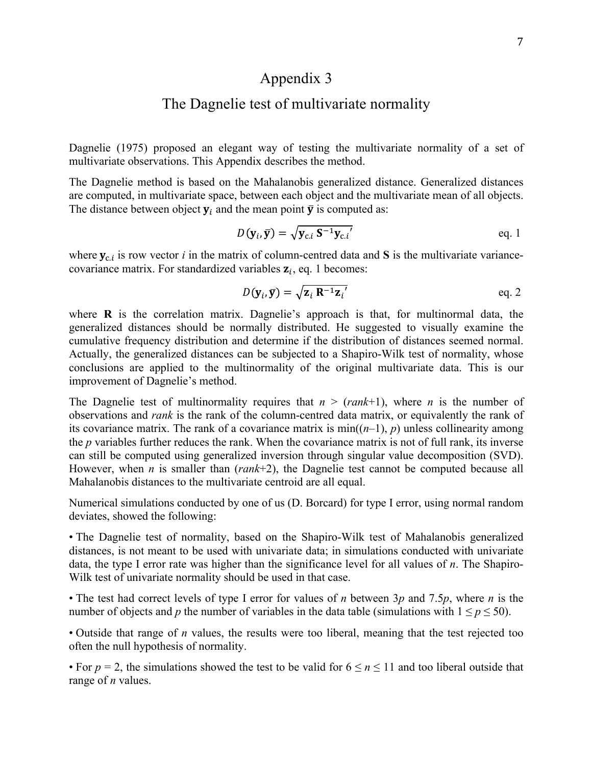# Appendix 3

## The Dagnelie test of multivariate normality

Dagnelie (1975) proposed an elegant way of testing the multivariate normality of a set of multivariate observations. This Appendix describes the method.

The Dagnelie method is based on the Mahalanobis generalized distance. Generalized distances are computed, in multivariate space, between each object and the multivariate mean of all objects. The distance between object $\mathbf{y}_i$ and the mean point $\bar{\mathbf{y}}$ is computed as:

$$D(\mathbf{y}_i, \bar{\mathbf{y}}) = \sqrt{\mathbf{y}_{c.i}\, \mathbf{S}^{-1} \mathbf{y}_{c.i}{}'} \qquad \text{eq. 1}$$

where $\mathbf{y}_{c.i}$ is row vector *i* in the matrix of column-centred data and **S** is the multivariate variance-covariance matrix. For standardized variables $\mathbf{z}_i$, eq. 1 becomes:

$$D(\mathbf{y}_i, \bar{\mathbf{y}}) = \sqrt{\mathbf{z}_i\, \mathbf{R}^{-1} \mathbf{z}_i{}'} \qquad \text{eq. 2}$$

where **R** is the correlation matrix. Dagnelie's approach is that, for multinormal data, the generalized distances should be normally distributed. He suggested to visually examine the cumulative frequency distribution and determine if the distribution of distances seemed normal. Actually, the generalized distances can be subjected to a Shapiro-Wilk test of normality, whose conclusions are applied to the multinormality of the original multivariate data. This is our improvement of Dagnelie's method.

The Dagnelie test of multinormality requires that $n > (rank+1)$, where *n* is the number of observations and *rank* is the rank of the column-centred data matrix, or equivalently the rank of its covariance matrix. The rank of a covariance matrix is $\min((n–1), p)$ unless collinearity among the *p* variables further reduces the rank. When the covariance matrix is not of full rank, its inverse can still be computed using generalized inversion through singular value decomposition (SVD). However, when *n* is smaller than $(rank+2)$, the Dagnelie test cannot be computed because all Mahalanobis distances to the multivariate centroid are all equal.

Numerical simulations conducted by one of us (D. Borcard) for type I error, using normal random deviates, showed the following:

- The Dagnelie test of normality, based on the Shapiro-Wilk test of Mahalanobis generalized distances, is not meant to be used with univariate data; in simulations conducted with univariate data, the type I error rate was higher than the significance level for all values of *n*. The Shapiro-Wilk test of univariate normality should be used in that case.
- The test had correct levels of type I error for values of *n* between $3p$ and $7.5p$, where *n* is the number of objects and *p* the number of variables in the data table (simulations with $1 \le p \le 50$).
- Outside that range of *n* values, the results were too liberal, meaning that the test rejected too often the null hypothesis of normality.
- For $p = 2$, the simulations showed the test to be valid for $6 \le n \le 11$ and too liberal outside that range of *n* values.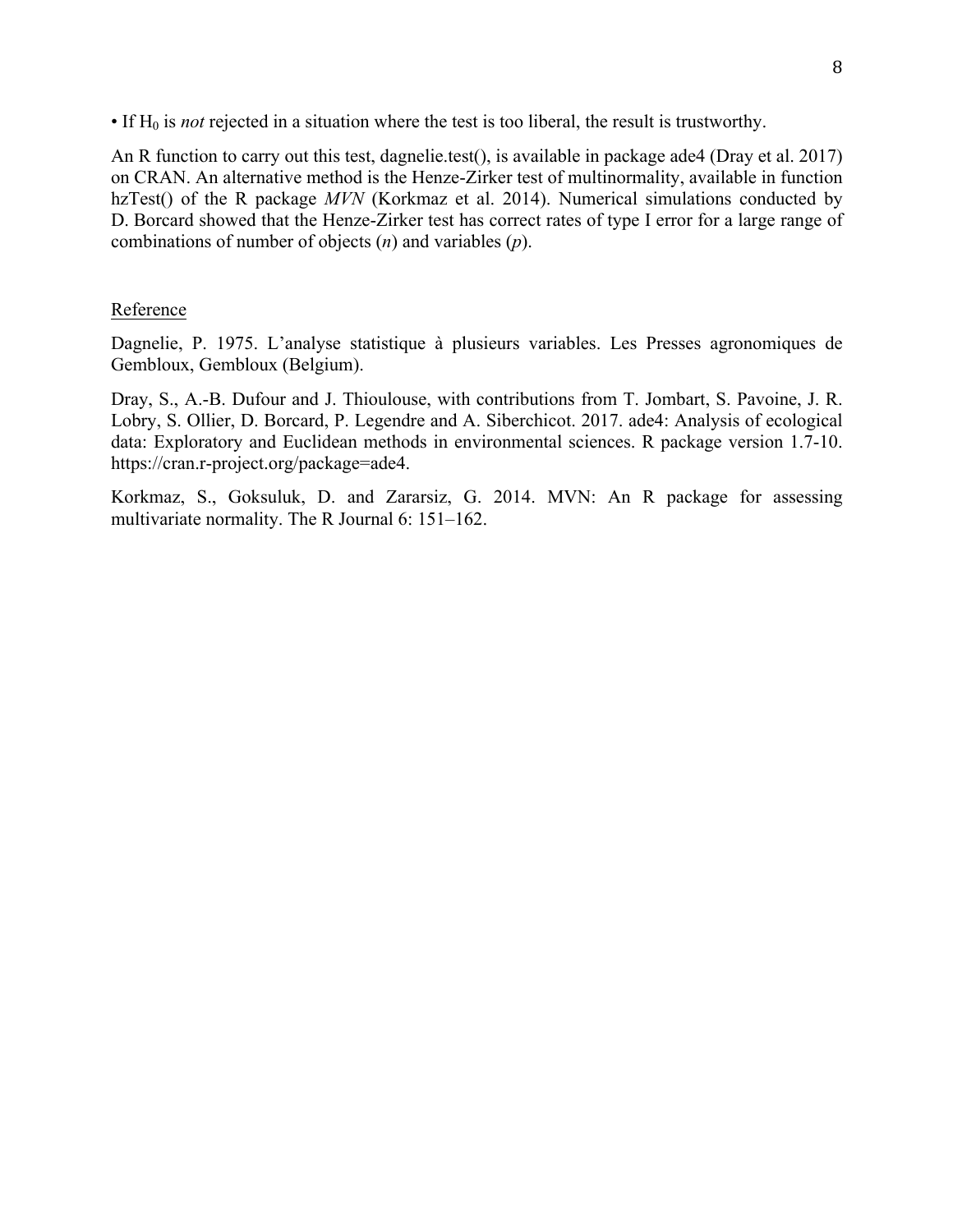• If $H_0$ is *not* rejected in a situation where the test is too liberal, the result is trustworthy.

An R function to carry out this test, dagnelie.test(), is available in package ade4 (Dray et al. 2017) on CRAN. An alternative method is the Henze-Zirker test of multinormality, available in function hzTest() of the R package *MVN* (Korkmaz et al. 2014). Numerical simulations conducted by D. Borcard showed that the Henze-Zirker test has correct rates of type I error for a large range of combinations of number of objects ($n$) and variables ($p$).

## Reference

Dagnelie, P. 1975. L'analyse statistique à plusieurs variables. Les Presses agronomiques de Gembloux, Gembloux (Belgium).

Dray, S., A.-B. Dufour and J. Thioulouse, with contributions from T. Jombart, S. Pavoine, J. R. Lobry, S. Ollier, D. Borcard, P. Legendre and A. Siberchicot. 2017. ade4: Analysis of ecological data: Exploratory and Euclidean methods in environmental sciences. R package version 1.7-10. https://cran.r-project.org/package=ade4.

Korkmaz, S., Goksuluk, D. and Zararsiz, G. 2014. MVN: An R package for assessing multivariate normality. The R Journal 6: 151–162.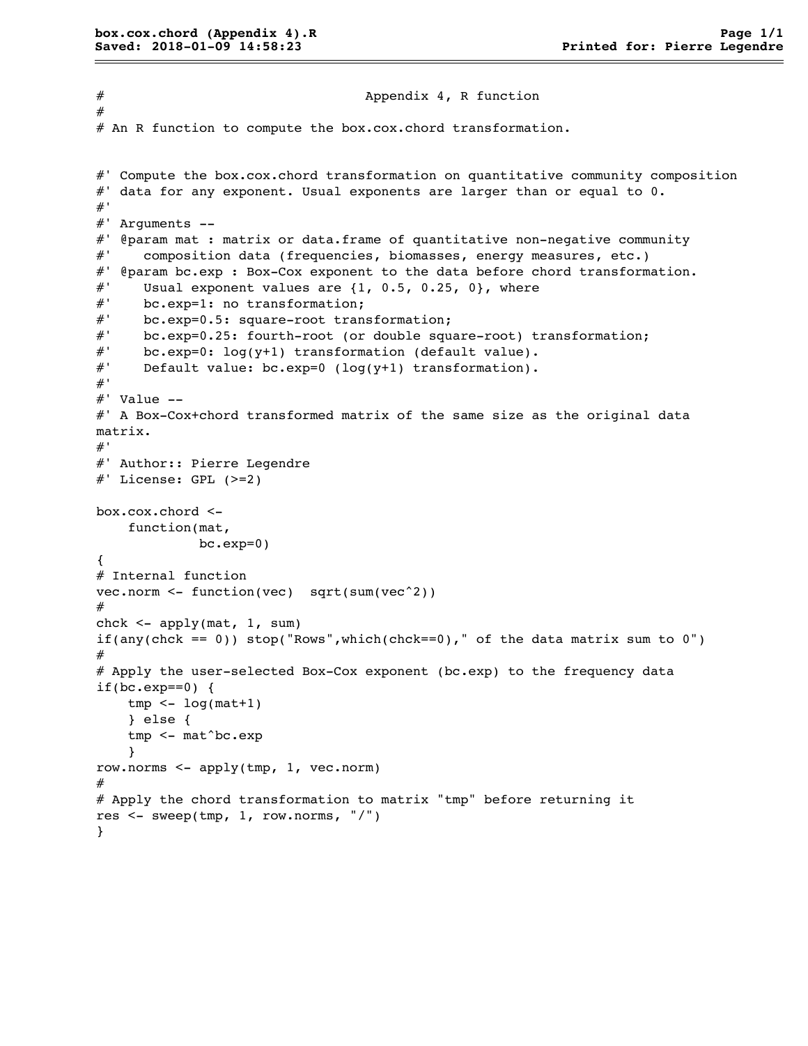```
#                                   Appendix 4, R function
#
# An R function to compute the box.cox.chord transformation.


#' Compute the box.cox.chord transformation on quantitative community composition
#' data for any exponent. Usual exponents are larger than or equal to 0.
#'
#' Arguments --
#' @param mat : matrix or data.frame of quantitative non-negative community
#'    composition data (frequencies, biomasses, energy measures, etc.)
#' @param bc.exp : Box-Cox exponent to the data before chord transformation.
#'    Usual exponent values are {1, 0.5, 0.25, 0}, where
#'    bc.exp=1: no transformation;
#'    bc.exp=0.5: square-root transformation;
#'    bc.exp=0.25: fourth-root (or double square-root) transformation;
#'    bc.exp=0: log(y+1) transformation (default value).
#'    Default value: bc.exp=0 (log(y+1) transformation).
#'
#' Value --
#' A Box-Cox+chord transformed matrix of the same size as the original data
matrix.
#'
#' Author:: Pierre Legendre
#' License: GPL (>=2)

box.cox.chord <-
    function(mat,
             bc.exp=0)
{
# Internal function
vec.norm <- function(vec)  sqrt(sum(vec^2))
#
chck <- apply(mat, 1, sum)
if(any(chck == 0)) stop("Rows",which(chck==0)," of the data matrix sum to 0")
#
# Apply the user-selected Box-Cox exponent (bc.exp) to the frequency data
if(bc.exp==0) {
    tmp <- log(mat+1)
    } else {
    tmp <- mat^bc.exp
    }
row.norms <- apply(tmp, 1, vec.norm)
#
# Apply the chord transformation to matrix "tmp" before returning it
res <- sweep(tmp, 1, row.norms, "/")
}
```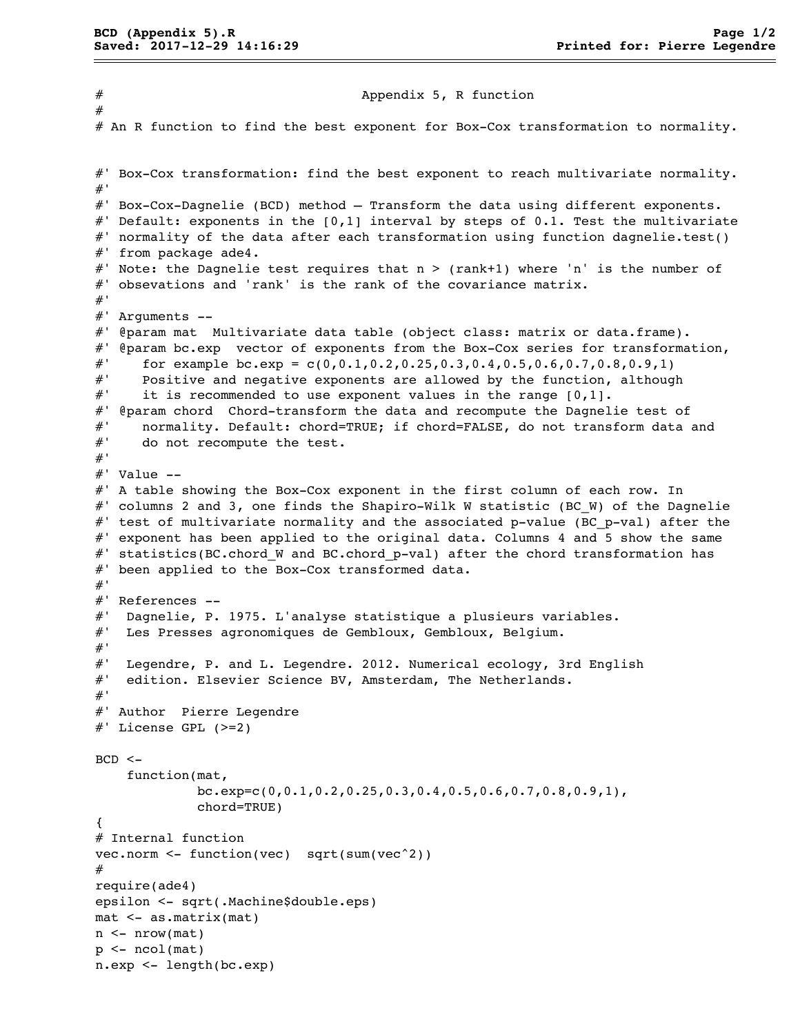```r
#                                Appendix 5, R function
#
# An R function to find the best exponent for Box-Cox transformation to normality.


#' Box-Cox transformation: find the best exponent to reach multivariate normality.
#'
#' Box-Cox-Dagnelie (BCD) method – Transform the data using different exponents.
#' Default: exponents in the [0,1] interval by steps of 0.1. Test the multivariate
#' normality of the data after each transformation using function dagnelie.test()
#' from package ade4.
#' Note: the Dagnelie test requires that n > (rank+1) where 'n' is the number of
#' obsevations and 'rank' is the rank of the covariance matrix.
#'
#' Arguments --
#' @param mat  Multivariate data table (object class: matrix or data.frame).
#' @param bc.exp  vector of exponents from the Box-Cox series for transformation,
#'    for example bc.exp = c(0,0.1,0.2,0.25,0.3,0.4,0.5,0.6,0.7,0.8,0.9,1)
#'    Positive and negative exponents are allowed by the function, although
#'    it is recommended to use exponent values in the range [0,1].
#' @param chord  Chord-transform the data and recompute the Dagnelie test of
#'    normality. Default: chord=TRUE; if chord=FALSE, do not transform data and
#'    do not recompute the test.
#'
#' Value --
#' A table showing the Box-Cox exponent in the first column of each row. In
#' columns 2 and 3, one finds the Shapiro-Wilk W statistic (BC_W) of the Dagnelie
#' test of multivariate normality and the associated p-value (BC_p-val) after the
#' exponent has been applied to the original data. Columns 4 and 5 show the same
#' statistics(BC.chord_W and BC.chord_p-val) after the chord transformation has
#' been applied to the Box-Cox transformed data.
#'
#' References --
#'  Dagnelie, P. 1975. L'analyse statistique a plusieurs variables.
#'  Les Presses agronomiques de Gembloux, Gembloux, Belgium.
#'
#'  Legendre, P. and L. Legendre. 2012. Numerical ecology, 3rd English
#'  edition. Elsevier Science BV, Amsterdam, The Netherlands.
#'
#' Author  Pierre Legendre
#' License GPL (>=2)

BCD <-
    function(mat,
             bc.exp=c(0,0.1,0.2,0.25,0.3,0.4,0.5,0.6,0.7,0.8,0.9,1),
             chord=TRUE)
{
# Internal function
vec.norm <- function(vec)  sqrt(sum(vec^2))
#
require(ade4)
epsilon <- sqrt(.Machine$double.eps)
mat <- as.matrix(mat)
n <- nrow(mat)
p <- ncol(mat)
n.exp <- length(bc.exp)
```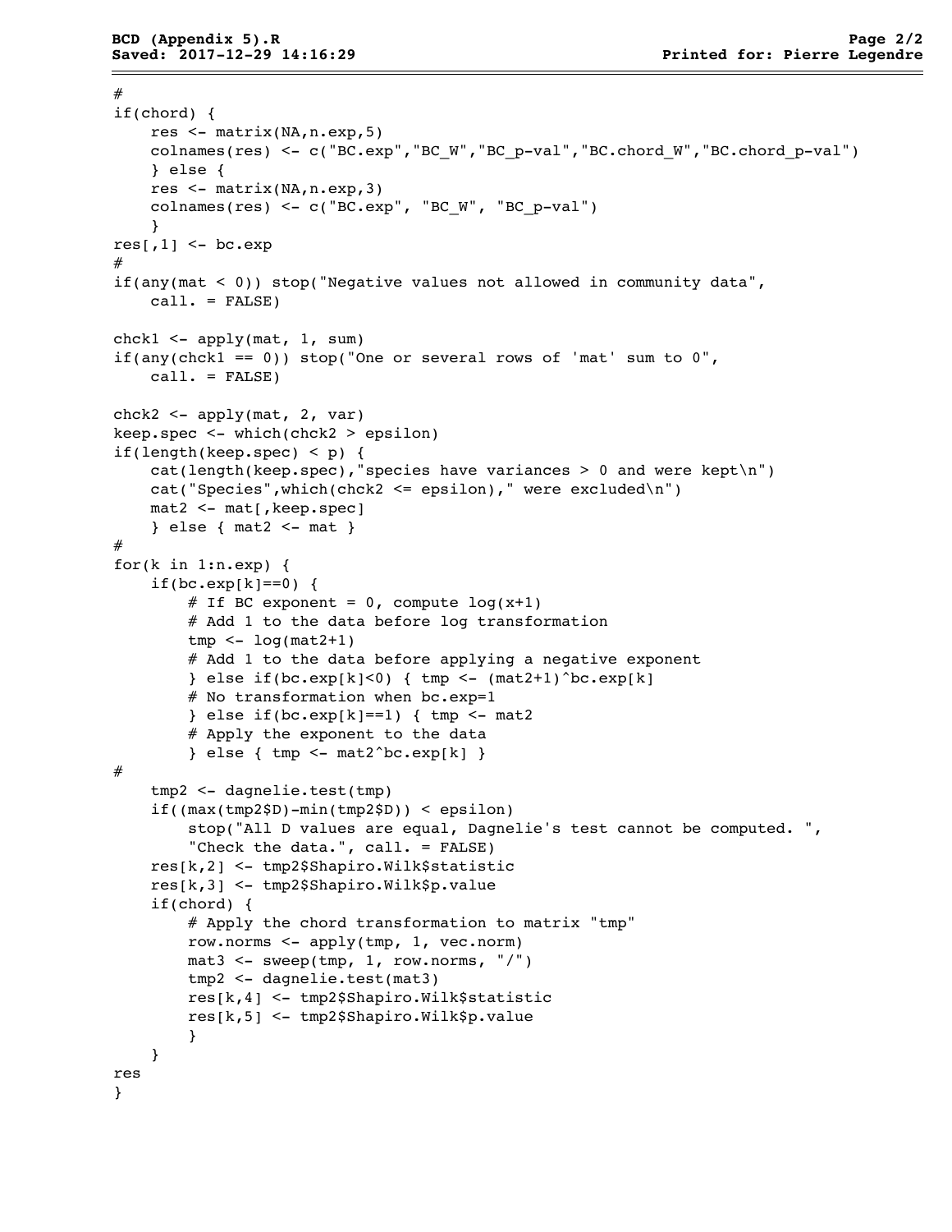```r
#
if(chord) {
    res <- matrix(NA,n.exp,5)
    colnames(res) <- c("BC.exp","BC_W","BC_p-val","BC.chord_W","BC.chord_p-val")
    } else {
    res <- matrix(NA,n.exp,3)
    colnames(res) <- c("BC.exp", "BC_W", "BC_p-val")
    }
res[,1] <- bc.exp
#
if(any(mat < 0)) stop("Negative values not allowed in community data",
    call. = FALSE)

chck1 <- apply(mat, 1, sum)
if(any(chck1 == 0)) stop("One or several rows of 'mat' sum to 0",
    call. = FALSE)

chck2 <- apply(mat, 2, var)
keep.spec <- which(chck2 > epsilon)
if(length(keep.spec) < p) {
    cat(length(keep.spec),"species have variances > 0 and were kept\n")
    cat("Species",which(chck2 <= epsilon)," were excluded\n")
    mat2 <- mat[,keep.spec]
    } else { mat2 <- mat }
#
for(k in 1:n.exp) {
    if(bc.exp[k]==0) {
        # If BC exponent = 0, compute log(x+1)
        # Add 1 to the data before log transformation
        tmp <- log(mat2+1)
        # Add 1 to the data before applying a negative exponent
        } else if(bc.exp[k]<0) { tmp <- (mat2+1)^bc.exp[k]
        # No transformation when bc.exp=1
        } else if(bc.exp[k]==1) { tmp <- mat2
        # Apply the exponent to the data
        } else { tmp <- mat2^bc.exp[k] }
#
    tmp2 <- dagnelie.test(tmp)
    if((max(tmp2$D)-min(tmp2$D)) < epsilon)
        stop("All D values are equal, Dagnelie's test cannot be computed. ",
        "Check the data.", call. = FALSE)
    res[k,2] <- tmp2$Shapiro.Wilk$statistic
    res[k,3] <- tmp2$Shapiro.Wilk$p.value
    if(chord) {
        # Apply the chord transformation to matrix "tmp"
        row.norms <- apply(tmp, 1, vec.norm)
        mat3 <- sweep(tmp, 1, row.norms, "/")
        tmp2 <- dagnelie.test(mat3)
        res[k,4] <- tmp2$Shapiro.Wilk$statistic
        res[k,5] <- tmp2$Shapiro.Wilk$p.value
        }
    }
res
}
```